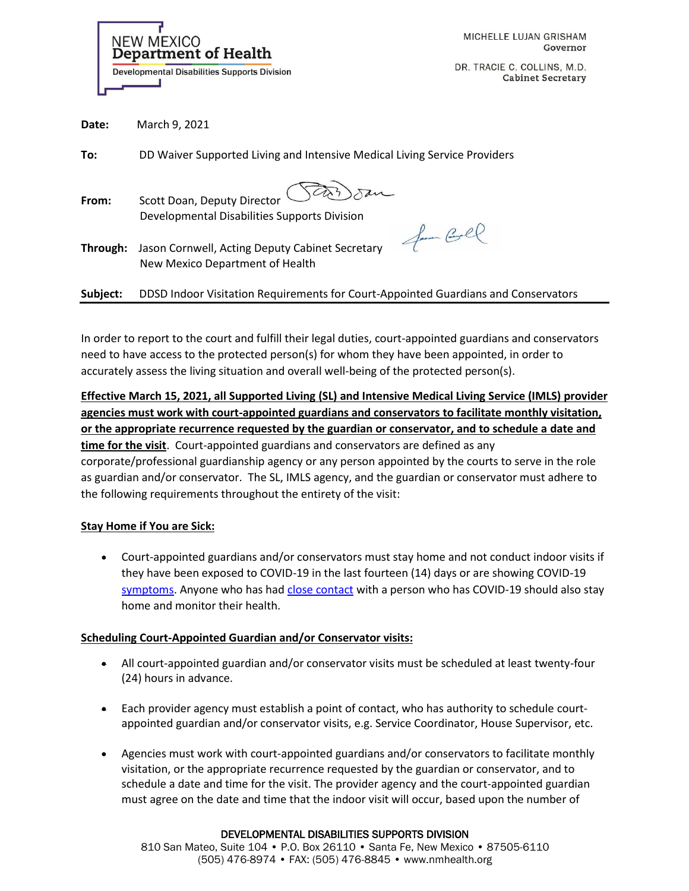NEW MEXICO
**Department of Health**
Developmental Disabilities Supports Division

MICHELLE LUJAN GRISHAM
Governor

DR. TRACIE C. COLLINS, M.D.
Cabinet Secretary

**Date:** March 9, 2021

**To:** DD Waiver Supported Living and Intensive Medical Living Service Providers

**From:** Scott Doan, Deputy Director
Developmental Disabilities Supports Division

**Through:** Jason Cornwell, Acting Deputy Cabinet Secretary
New Mexico Department of Health

**Subject:** DDSD Indoor Visitation Requirements for Court-Appointed Guardians and Conservators

In order to report to the court and fulfill their legal duties, court-appointed guardians and conservators need to have access to the protected person(s) for whom they have been appointed, in order to accurately assess the living situation and overall well-being of the protected person(s).

**Effective March 15, 2021, all Supported Living (SL) and Intensive Medical Living Service (IMLS) provider agencies must work with court-appointed guardians and conservators to facilitate monthly visitation, or the appropriate recurrence requested by the guardian or conservator, and to schedule a date and time for the visit**. Court-appointed guardians and conservators are defined as any corporate/professional guardianship agency or any person appointed by the courts to serve in the role as guardian and/or conservator. The SL, IMLS agency, and the guardian or conservator must adhere to the following requirements throughout the entirety of the visit:

**Stay Home if You are Sick:**

- Court-appointed guardians and/or conservators must stay home and not conduct indoor visits if they have been exposed to COVID-19 in the last fourteen (14) days or are showing COVID-19 symptoms. Anyone who has had close contact with a person who has COVID-19 should also stay home and monitor their health.

**Scheduling Court-Appointed Guardian and/or Conservator visits:**

- All court-appointed guardian and/or conservator visits must be scheduled at least twenty-four (24) hours in advance.
- Each provider agency must establish a point of contact, who has authority to schedule court-appointed guardian and/or conservator visits, e.g. Service Coordinator, House Supervisor, etc.
- Agencies must work with court-appointed guardians and/or conservators to facilitate monthly visitation, or the appropriate recurrence requested by the guardian or conservator, and to schedule a date and time for the visit. The provider agency and the court-appointed guardian must agree on the date and time that the indoor visit will occur, based upon the number of

DEVELOPMENTAL DISABILITIES SUPPORTS DIVISION
810 San Mateo, Suite 104 • P.O. Box 26110 • Santa Fe, New Mexico • 87505-6110
(505) 476-8974 • FAX: (505) 476-8845 • www.nmhealth.org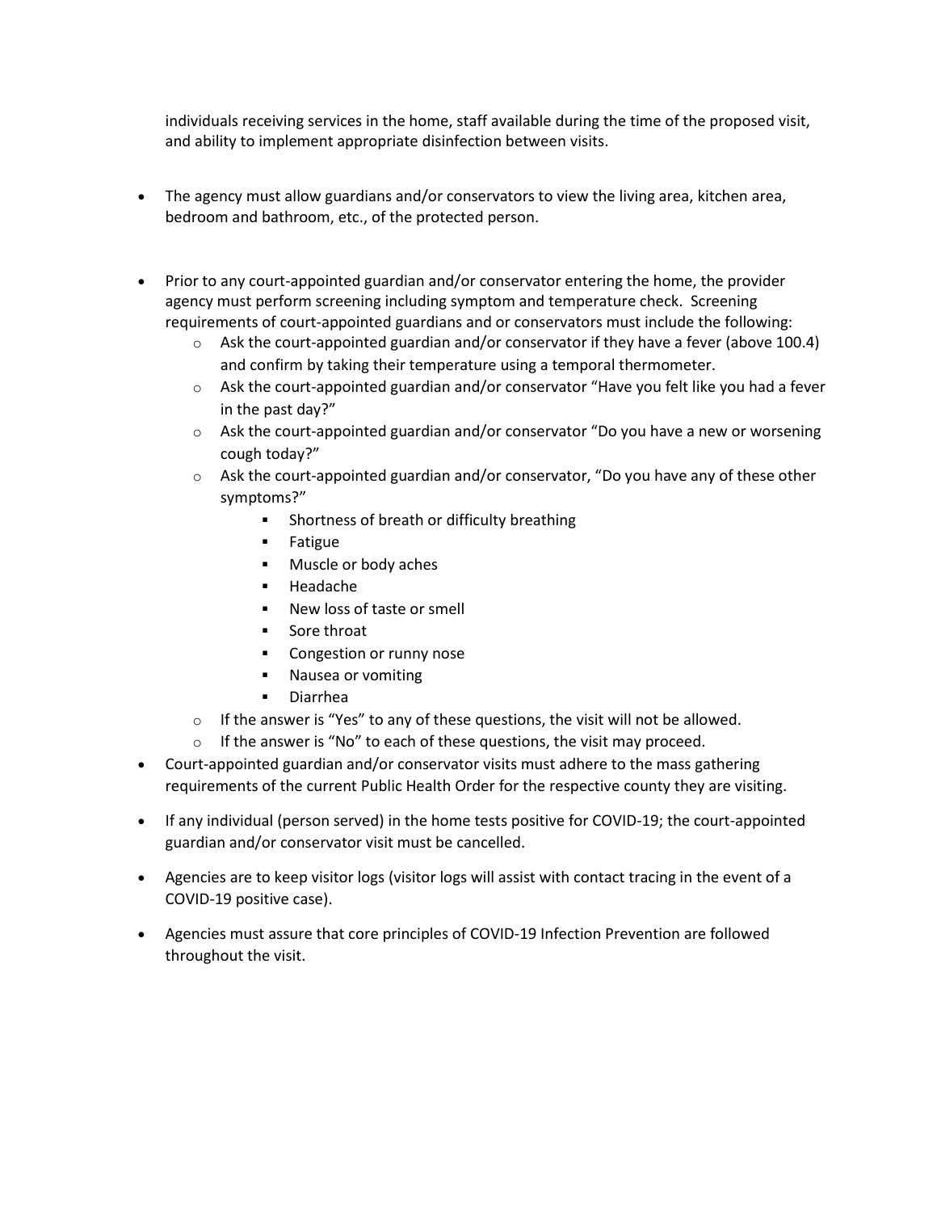individuals receiving services in the home, staff available during the time of the proposed visit, and ability to implement appropriate disinfection between visits.

- The agency must allow guardians and/or conservators to view the living area, kitchen area, bedroom and bathroom, etc., of the protected person.

- Prior to any court-appointed guardian and/or conservator entering the home, the provider agency must perform screening including symptom and temperature check. Screening requirements of court-appointed guardians and or conservators must include the following:
  - Ask the court-appointed guardian and/or conservator if they have a fever (above 100.4) and confirm by taking their temperature using a temporal thermometer.
  - Ask the court-appointed guardian and/or conservator "Have you felt like you had a fever in the past day?"
  - Ask the court-appointed guardian and/or conservator "Do you have a new or worsening cough today?"
  - Ask the court-appointed guardian and/or conservator, "Do you have any of these other symptoms?"
    - Shortness of breath or difficulty breathing
    - Fatigue
    - Muscle or body aches
    - Headache
    - New loss of taste or smell
    - Sore throat
    - Congestion or runny nose
    - Nausea or vomiting
    - Diarrhea
  - If the answer is "Yes" to any of these questions, the visit will not be allowed.
  - If the answer is "No" to each of these questions, the visit may proceed.
- Court-appointed guardian and/or conservator visits must adhere to the mass gathering requirements of the current Public Health Order for the respective county they are visiting.

- If any individual (person served) in the home tests positive for COVID-19; the court-appointed guardian and/or conservator visit must be cancelled.

- Agencies are to keep visitor logs (visitor logs will assist with contact tracing in the event of a COVID-19 positive case).

- Agencies must assure that core principles of COVID-19 Infection Prevention are followed throughout the visit.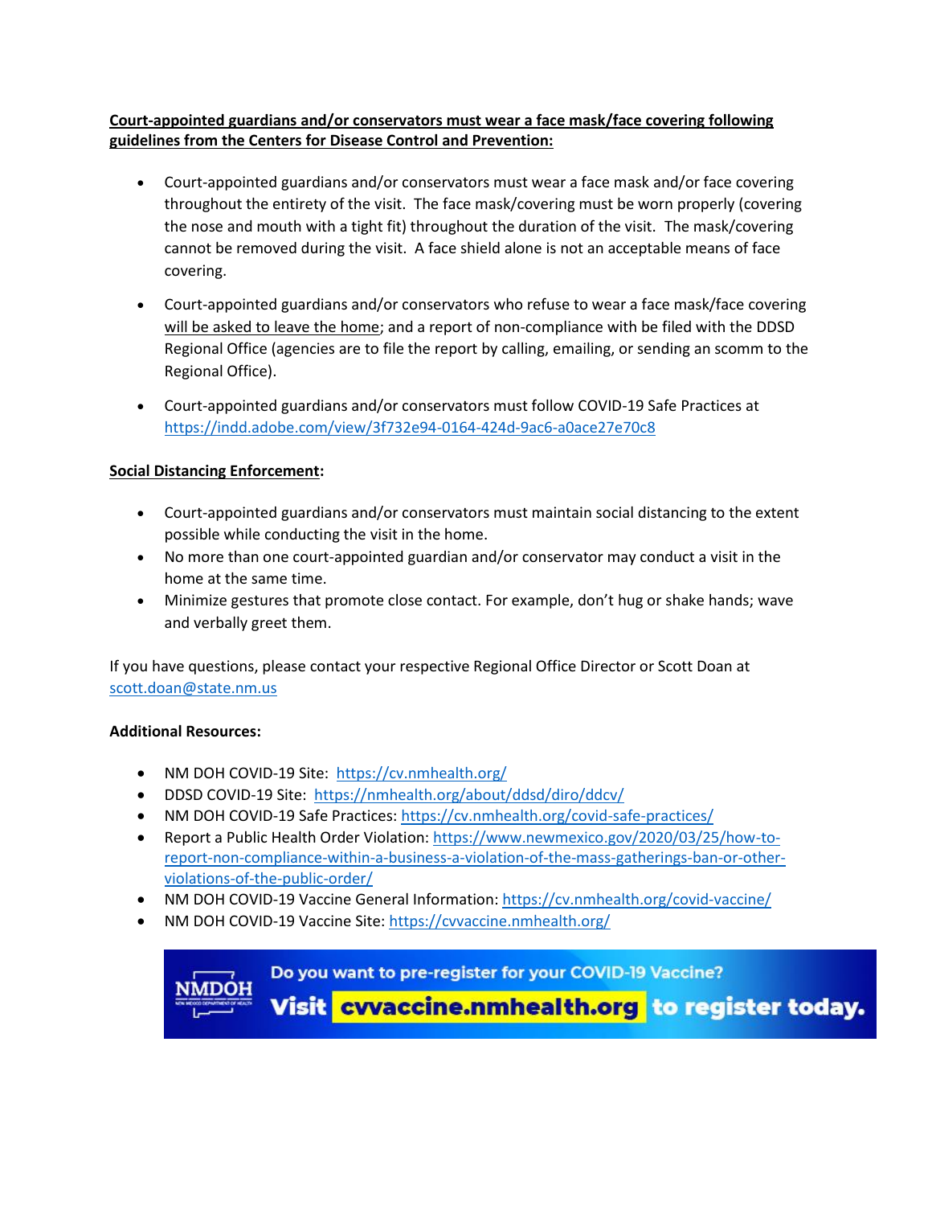**<u>Court-appointed guardians and/or conservators must wear a face mask/face covering following guidelines from the Centers for Disease Control and Prevention:</u>**

- Court-appointed guardians and/or conservators must wear a face mask and/or face covering throughout the entirety of the visit. The face mask/covering must be worn properly (covering the nose and mouth with a tight fit) throughout the duration of the visit. The mask/covering cannot be removed during the visit. A face shield alone is not an acceptable means of face covering.

- Court-appointed guardians and/or conservators who refuse to wear a face mask/face covering <u>will be asked to leave the home</u>; and a report of non-compliance with be filed with the DDSD Regional Office (agencies are to file the report by calling, emailing, or sending an scomm to the Regional Office).

- Court-appointed guardians and/or conservators must follow COVID-19 Safe Practices at https://indd.adobe.com/view/3f732e94-0164-424d-9ac6-a0ace27e70c8

**<u>Social Distancing Enforcement</u>:**

- Court-appointed guardians and/or conservators must maintain social distancing to the extent possible while conducting the visit in the home.
- No more than one court-appointed guardian and/or conservator may conduct a visit in the home at the same time.
- Minimize gestures that promote close contact. For example, don't hug or shake hands; wave and verbally greet them.

If you have questions, please contact your respective Regional Office Director or Scott Doan at scott.doan@state.nm.us

**Additional Resources:**

- NM DOH COVID-19 Site: https://cv.nmhealth.org/
- DDSD COVID-19 Site: https://nmhealth.org/about/ddsd/diro/ddcv/
- NM DOH COVID-19 Safe Practices: https://cv.nmhealth.org/covid-safe-practices/
- Report a Public Health Order Violation: https://www.newmexico.gov/2020/03/25/how-to-report-non-compliance-within-a-business-a-violation-of-the-mass-gatherings-ban-or-other-violations-of-the-public-order/
- NM DOH COVID-19 Vaccine General Information: https://cv.nmhealth.org/covid-vaccine/
- NM DOH COVID-19 Vaccine Site: https://cvvaccine.nmhealth.org/

NMDOH

Do you want to pre-register for your COVID-19 Vaccine?

Visit cvvaccine.nmhealth.org to register today.